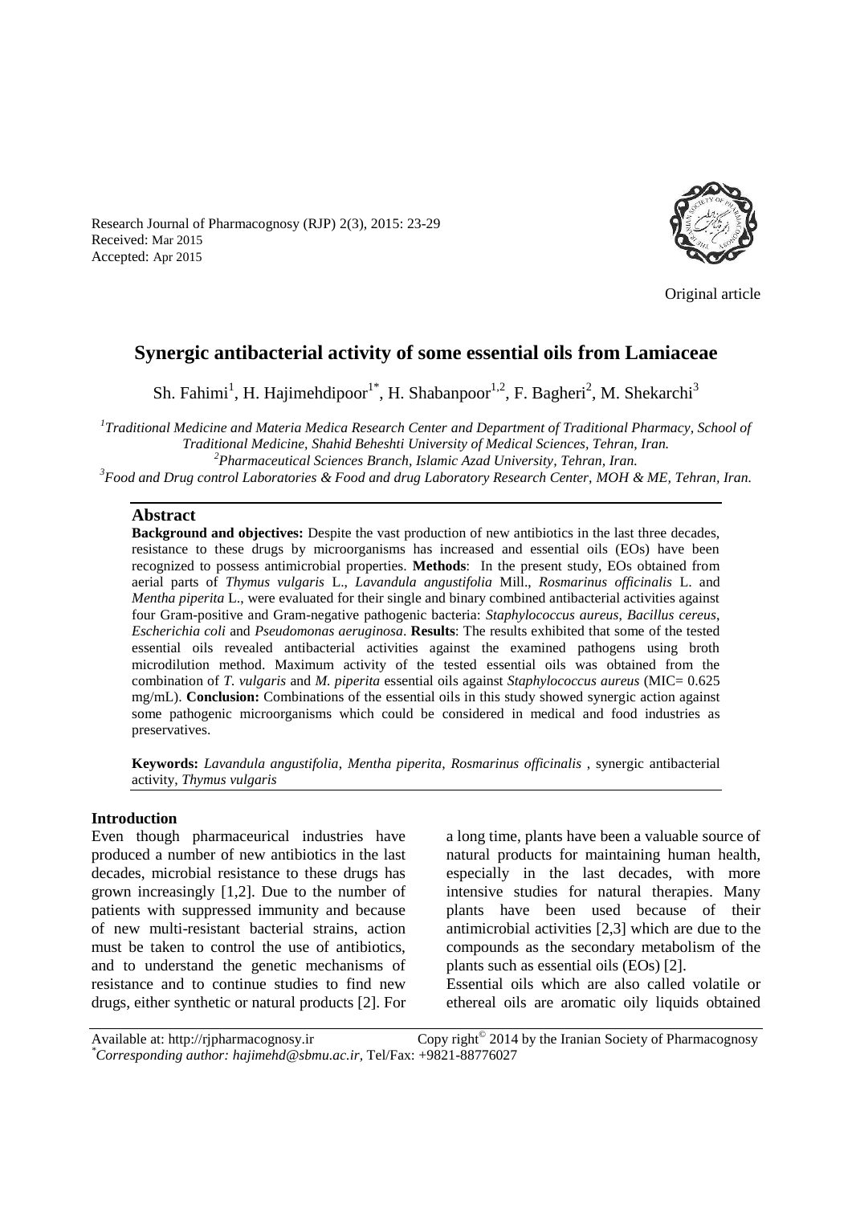Research Journal of Pharmacognosy (RJP) 2(3), 2015: 23-29
Received: Mar 2015
Accepted: Apr 2015

Original article

# Synergic antibacterial activity of some essential oils from Lamiaceae

Sh. Fahimi[1], H. Hajimehdipoor[1*], H. Shabanpoor[1,2], F. Bagheri[2], M. Shekarchi[3]

[1]*Traditional Medicine and Materia Medica Research Center and Department of Traditional Pharmacy, School of Traditional Medicine, Shahid Beheshti University of Medical Sciences, Tehran, Iran.*
[2]*Pharmaceutical Sciences Branch, Islamic Azad University, Tehran, Iran.*
[3]*Food and Drug control Laboratories & Food and drug Laboratory Research Center, MOH & ME, Tehran, Iran.*

## Abstract

**Background and objectives:** Despite the vast production of new antibiotics in the last three decades, resistance to these drugs by microorganisms has increased and essential oils (EOs) have been recognized to possess antimicrobial properties. **Methods**: In the present study, EOs obtained from aerial parts of *Thymus vulgaris* L., *Lavandula angustifolia* Mill., *Rosmarinus officinalis* L. and *Mentha piperita* L., were evaluated for their single and binary combined antibacterial activities against four Gram-positive and Gram-negative pathogenic bacteria: *Staphylococcus aureus*, *Bacillus cereus*, *Escherichia coli* and *Pseudomonas aeruginosa*. **Results**: The results exhibited that some of the tested essential oils revealed antibacterial activities against the examined pathogens using broth microdilution method. Maximum activity of the tested essential oils was obtained from the combination of *T. vulgaris* and *M. piperita* essential oils against *Staphylococcus aureus* (MIC= 0.625 mg/mL). **Conclusion:** Combinations of the essential oils in this study showed synergic action against some pathogenic microorganisms which could be considered in medical and food industries as preservatives.

**Keywords:** *Lavandula angustifolia*, *Mentha piperita*, *Rosmarinus officinalis* , synergic antibacterial activity, *Thymus vulgaris*

## Introduction

Even though pharmaceurical industries have produced a number of new antibiotics in the last decades, microbial resistance to these drugs has grown increasingly [1,2]. Due to the number of patients with suppressed immunity and because of new multi-resistant bacterial strains, action must be taken to control the use of antibiotics, and to understand the genetic mechanisms of resistance and to continue studies to find new drugs, either synthetic or natural products [2]. For a long time, plants have been a valuable source of natural products for maintaining human health, especially in the last decades, with more intensive studies for natural therapies. Many plants have been used because of their antimicrobial activities [2,3] which are due to the compounds as the secondary metabolism of the plants such as essential oils (EOs) [2].

Essential oils which are also called volatile or ethereal oils are aromatic oily liquids obtained

Available at: http://rjpharmacognosy.ir Copy right© 2014 by the Iranian Society of Pharmacognosy
*Corresponding author: hajimehd@sbmu.ac.ir, Tel/Fax: +9821-88776027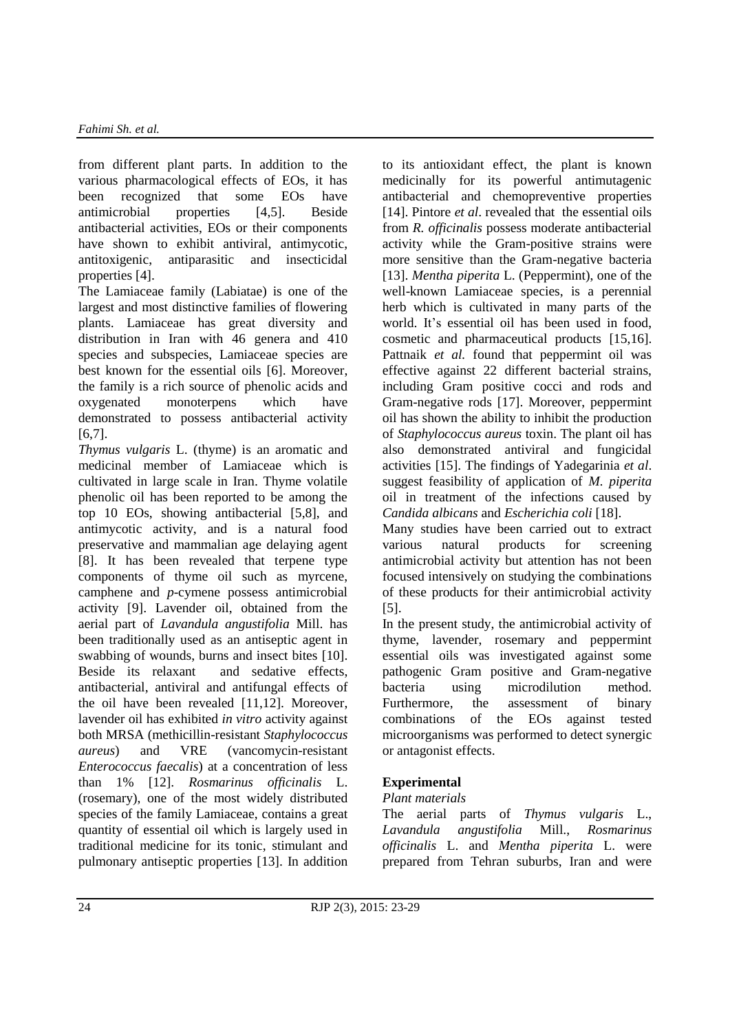from different plant parts. In addition to the various pharmacological effects of EOs, it has been recognized that some EOs have antimicrobial properties [4,5]. Beside antibacterial activities, EOs or their components have shown to exhibit antiviral, antimycotic, antitoxigenic, antiparasitic and insecticidal properties [4].

The Lamiaceae family (Labiatae) is one of the largest and most distinctive families of flowering plants. Lamiaceae has great diversity and distribution in Iran with 46 genera and 410 species and subspecies, Lamiaceae species are best known for the essential oils [6]. Moreover, the family is a rich source of phenolic acids and oxygenated monoterpens which have demonstrated to possess antibacterial activity [6,7].

*Thymus vulgaris* L. (thyme) is an aromatic and medicinal member of Lamiaceae which is cultivated in large scale in Iran. Thyme volatile phenolic oil has been reported to be among the top 10 EOs, showing antibacterial [5,8], and antimycotic activity, and is a natural food preservative and mammalian age delaying agent [8]. It has been revealed that terpene type components of thyme oil such as myrcene, camphene and *p*-cymene possess antimicrobial activity [9]. Lavender oil, obtained from the aerial part of *Lavandula angustifolia* Mill. has been traditionally used as an antiseptic agent in swabbing of wounds, burns and insect bites [10]. Beside its relaxant and sedative effects, antibacterial, antiviral and antifungal effects of the oil have been revealed [11,12]. Moreover, lavender oil has exhibited *in vitro* activity against both MRSA (methicillin-resistant *Staphylococcus aureus*) and VRE (vancomycin-resistant *Enterococcus faecalis*) at a concentration of less than 1% [12]. *Rosmarinus officinalis* L. (rosemary), one of the most widely distributed species of the family Lamiaceae, contains a great quantity of essential oil which is largely used in traditional medicine for its tonic, stimulant and pulmonary antiseptic properties [13]. In addition to its antioxidant effect, the plant is known medicinally for its powerful antimutagenic antibacterial and chemopreventive properties [14]. Pintore *et al*. revealed that the essential oils from *R. officinalis* possess moderate antibacterial activity while the Gram-positive strains were more sensitive than the Gram-negative bacteria [13]. *Mentha piperita* L. (Peppermint), one of the well-known Lamiaceae species, is a perennial herb which is cultivated in many parts of the world. It's essential oil has been used in food, cosmetic and pharmaceutical products [15,16]. Pattnaik *et al.* found that peppermint oil was effective against 22 different bacterial strains, including Gram positive cocci and rods and Gram-negative rods [17]. Moreover, peppermint oil has shown the ability to inhibit the production of *Staphylococcus aureus* toxin. The plant oil has also demonstrated antiviral and fungicidal activities [15]. The findings of Yadegarinia *et al*. suggest feasibility of application of *M. piperita* oil in treatment of the infections caused by *Candida albicans* and *Escherichia coli* [18].

Many studies have been carried out to extract various natural products for screening antimicrobial activity but attention has not been focused intensively on studying the combinations of these products for their antimicrobial activity [5].

In the present study, the antimicrobial activity of thyme, lavender, rosemary and peppermint essential oils was investigated against some pathogenic Gram positive and Gram-negative bacteria using microdilution method. Furthermore, the assessment of binary combinations of the EOs against tested microorganisms was performed to detect synergic or antagonist effects.

## Experimental

*Plant materials*

The aerial parts of *Thymus vulgaris* L., *Lavandula angustifolia* Mill., *Rosmarinus officinalis* L. and *Mentha piperita* L. were prepared from Tehran suburbs, Iran and were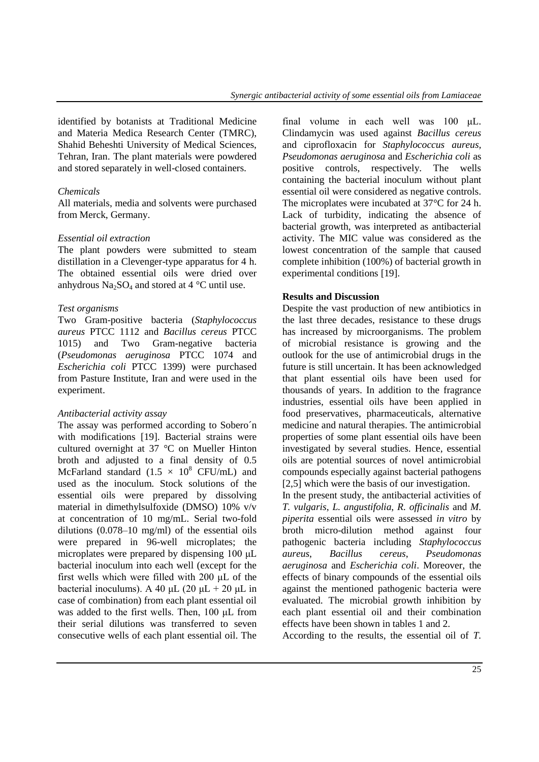identified by botanists at Traditional Medicine and Materia Medica Research Center (TMRC), Shahid Beheshti University of Medical Sciences, Tehran, Iran. The plant materials were powdered and stored separately in well-closed containers.

*Chemicals*

All materials, media and solvents were purchased from Merck, Germany.

*Essential oil extraction*

The plant powders were submitted to steam distillation in a Clevenger-type apparatus for 4 h. The obtained essential oils were dried over anhydrous $Na_2SO_4$ and stored at 4 °C until use.

*Test organisms*

Two Gram-positive bacteria (*Staphylococcus aureus* PTCC 1112 and *Bacillus cereus* PTCC 1015) and Two Gram-negative bacteria (*Pseudomonas aeruginosa* PTCC 1074 and *Escherichia coli* PTCC 1399) were purchased from Pasture Institute, Iran and were used in the experiment.

*Antibacterial activity assay*

The assay was performed according to Sobero´n with modifications [19]. Bacterial strains were cultured overnight at 37 °C on Mueller Hinton broth and adjusted to a final density of 0.5 McFarland standard ($1.5 \times 10^8$ CFU/mL) and used as the inoculum. Stock solutions of the essential oils were prepared by dissolving material in dimethylsulfoxide (DMSO) 10% v/v at concentration of 10 mg/mL. Serial two-fold dilutions (0.078–10 mg/ml) of the essential oils were prepared in 96-well microplates; the microplates were prepared by dispensing 100 μL bacterial inoculum into each well (except for the first wells which were filled with 200 μL of the bacterial inoculums). A 40 μL (20 μL + 20 μL in case of combination) from each plant essential oil was added to the first wells. Then, 100 μL from their serial dilutions was transferred to seven consecutive wells of each plant essential oil. The final volume in each well was 100 μL. Clindamycin was used against *Bacillus cereus* and ciprofloxacin for *Staphylococcus aureus, Pseudomonas aeruginosa* and *Escherichia coli* as positive controls, respectively. The wells containing the bacterial inoculum without plant essential oil were considered as negative controls. The microplates were incubated at 37°C for 24 h. Lack of turbidity, indicating the absence of bacterial growth, was interpreted as antibacterial activity. The MIC value was considered as the lowest concentration of the sample that caused complete inhibition (100%) of bacterial growth in experimental conditions [19].

## Results and Discussion

Despite the vast production of new antibiotics in the last three decades, resistance to these drugs has increased by microorganisms. The problem of microbial resistance is growing and the outlook for the use of antimicrobial drugs in the future is still uncertain. It has been acknowledged that plant essential oils have been used for thousands of years. In addition to the fragrance industries, essential oils have been applied in food preservatives, pharmaceuticals, alternative medicine and natural therapies. The antimicrobial properties of some plant essential oils have been investigated by several studies. Hence, essential oils are potential sources of novel antimicrobial compounds especially against bacterial pathogens [2,5] which were the basis of our investigation.

In the present study, the antibacterial activities of *T. vulgaris*, *L. angustifolia*, *R. officinalis* and *M. piperita* essential oils were assessed *in vitro* by broth micro-dilution method against four pathogenic bacteria including *Staphylococcus aureus*, *Bacillus cereus*, *Pseudomonas aeruginosa* and *Escherichia coli*. Moreover, the effects of binary compounds of the essential oils against the mentioned pathogenic bacteria were evaluated. The microbial growth inhibition by each plant essential oil and their combination effects have been shown in tables 1 and 2.

According to the results, the essential oil of *T.*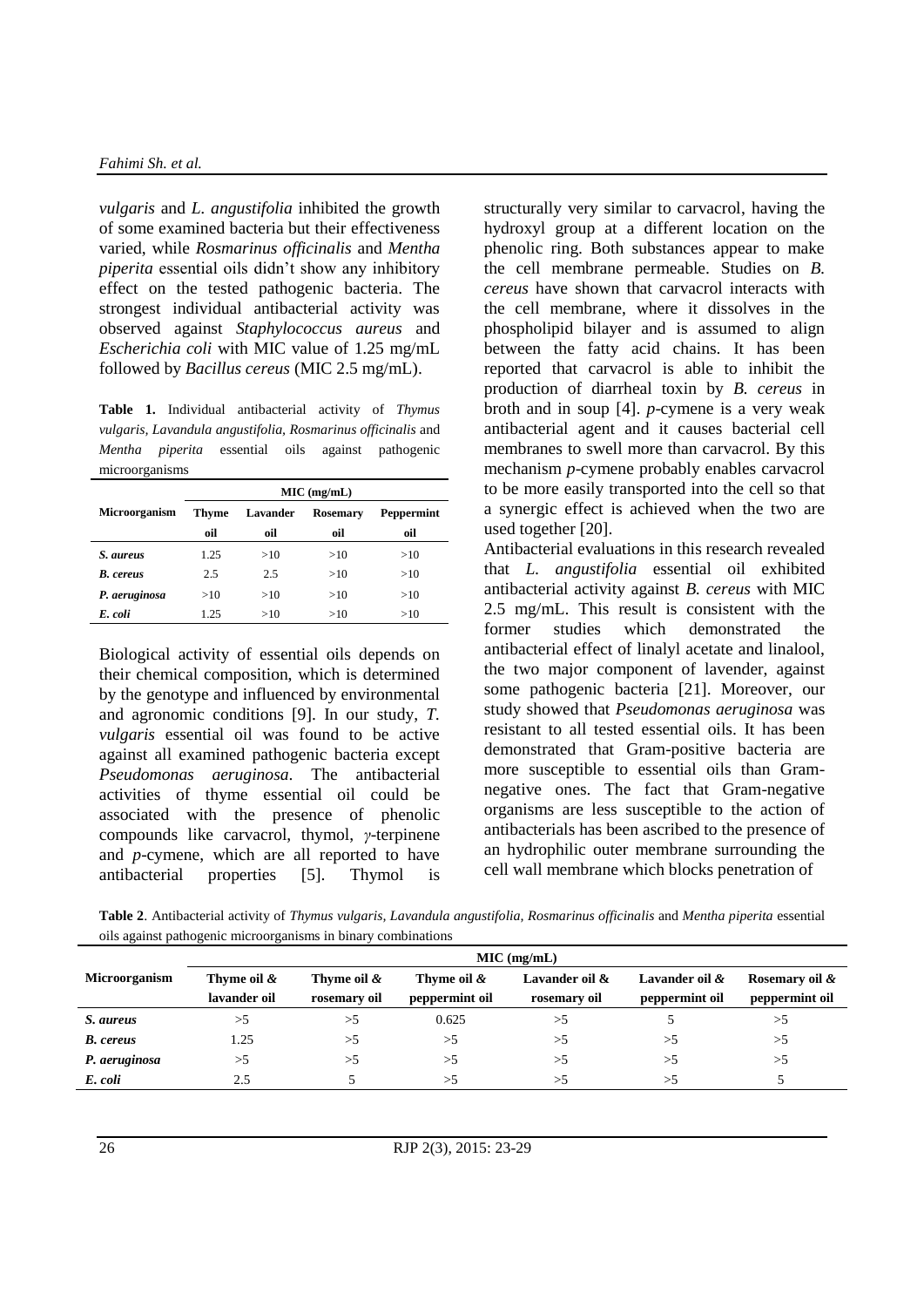*vulgaris* and *L. angustifolia* inhibited the growth of some examined bacteria but their effectiveness varied, while *Rosmarinus officinalis* and *Mentha piperita* essential oils didn't show any inhibitory effect on the tested pathogenic bacteria. The strongest individual antibacterial activity was observed against *Staphylococcus aureus* and *Escherichia coli* with MIC value of 1.25 mg/mL followed by *Bacillus cereus* (MIC 2.5 mg/mL).

**Table 1.** Individual antibacterial activity of *Thymus vulgaris, Lavandula angustifolia, Rosmarinus officinalis* and *Mentha piperita* essential oils against pathogenic microorganisms

| Microorganism | MIC (mg/mL) | | | |
|---|---|---|---|---|
| | Thyme oil | Lavander oil | Rosemary oil | Peppermint oil |
| *S. aureus* | 1.25 | >10 | >10 | >10 |
| *B. cereus* | 2.5 | 2.5 | >10 | >10 |
| *P. aeruginosa* | >10 | >10 | >10 | >10 |
| *E. coli* | 1.25 | >10 | >10 | >10 |

Biological activity of essential oils depends on their chemical composition, which is determined by the genotype and influenced by environmental and agronomic conditions [9]. In our study, *T. vulgaris* essential oil was found to be active against all examined pathogenic bacteria except *Pseudomonas aeruginosa*. The antibacterial activities of thyme essential oil could be associated with the presence of phenolic compounds like carvacrol, thymol, *γ*-terpinene and *p*-cymene, which are all reported to have antibacterial properties [5]. Thymol is structurally very similar to carvacrol, having the hydroxyl group at a different location on the phenolic ring. Both substances appear to make the cell membrane permeable. Studies on *B. cereus* have shown that carvacrol interacts with the cell membrane, where it dissolves in the phospholipid bilayer and is assumed to align between the fatty acid chains. It has been reported that carvacrol is able to inhibit the production of diarrheal toxin by *B. cereus* in broth and in soup [4]. *p*-cymene is a very weak antibacterial agent and it causes bacterial cell membranes to swell more than carvacrol. By this mechanism *p*-cymene probably enables carvacrol to be more easily transported into the cell so that a synergic effect is achieved when the two are used together [20].

Antibacterial evaluations in this research revealed that *L. angustifolia* essential oil exhibited antibacterial activity against *B. cereus* with MIC 2.5 mg/mL. This result is consistent with the former studies which demonstrated the antibacterial effect of linalyl acetate and linalool, the two major component of lavender, against some pathogenic bacteria [21]. Moreover, our study showed that *Pseudomonas aeruginosa* was resistant to all tested essential oils. It has been demonstrated that Gram-positive bacteria are more susceptible to essential oils than Gram-negative ones. The fact that Gram-negative organisms are less susceptible to the action of antibacterials has been ascribed to the presence of an hydrophilic outer membrane surrounding the cell wall membrane which blocks penetration of

**Table 2**. Antibacterial activity of *Thymus vulgaris, Lavandula angustifolia, Rosmarinus officinalis* and *Mentha piperita* essential oils against pathogenic microorganisms in binary combinations

| Microorganism | MIC (mg/mL) | | | | | |
|---|---|---|---|---|---|---|
| | Thyme oil & lavander oil | Thyme oil & rosemary oil | Thyme oil & peppermint oil | Lavander oil & rosemary oil | Lavander oil & peppermint oil | Rosemary oil & peppermint oil |
| *S. aureus* | >5 | >5 | 0.625 | >5 | 5 | >5 |
| *B. cereus* | 1.25 | >5 | >5 | >5 | >5 | >5 |
| *P. aeruginosa* | >5 | >5 | >5 | >5 | >5 | >5 |
| *E. coli* | 2.5 | 5 | >5 | >5 | >5 | 5 |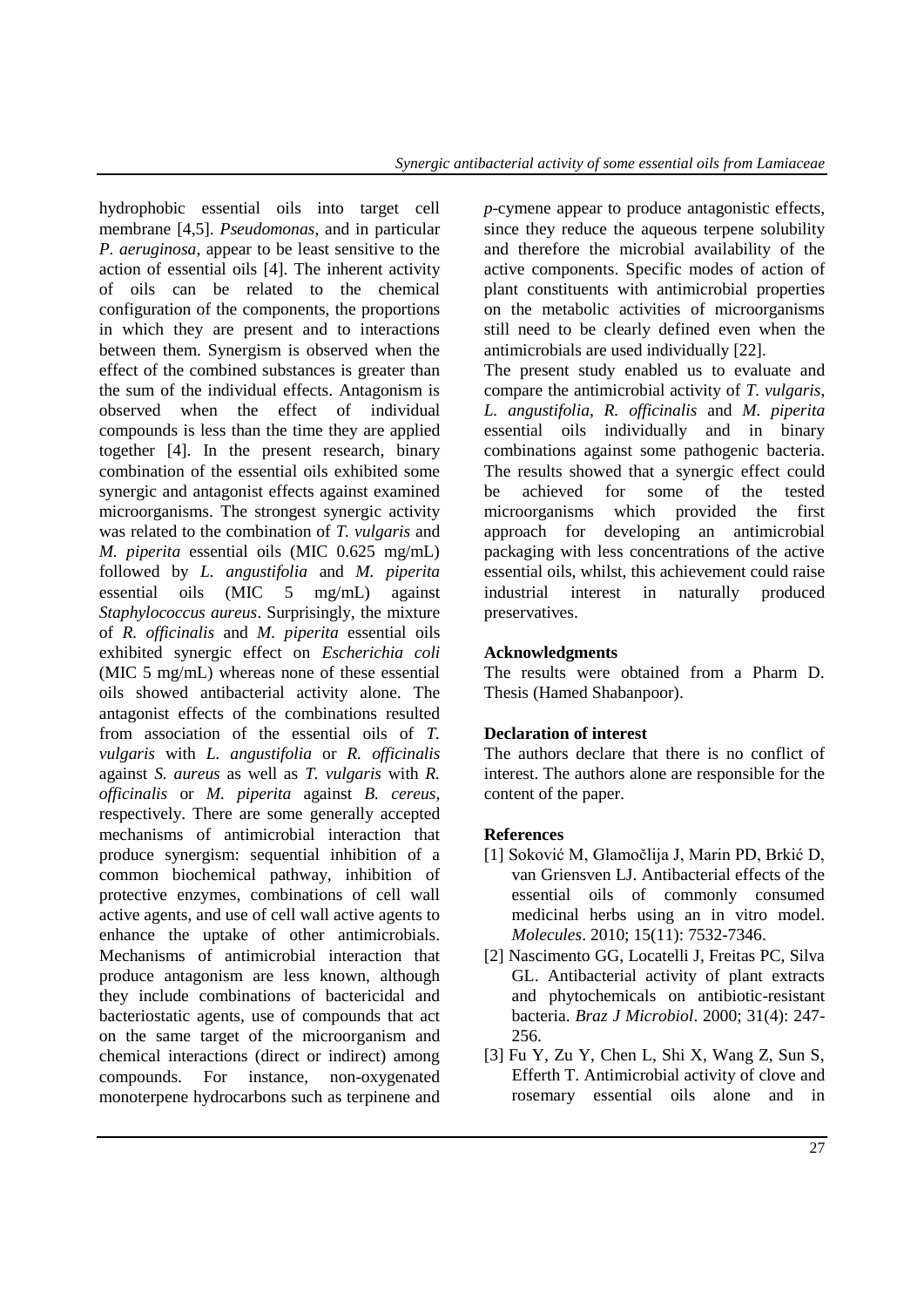hydrophobic essential oils into target cell membrane [4,5]. *Pseudomonas*, and in particular *P. aeruginosa*, appear to be least sensitive to the action of essential oils [4]. The inherent activity of oils can be related to the chemical configuration of the components, the proportions in which they are present and to interactions between them. Synergism is observed when the effect of the combined substances is greater than the sum of the individual effects. Antagonism is observed when the effect of individual compounds is less than the time they are applied together [4]. In the present research, binary combination of the essential oils exhibited some synergic and antagonist effects against examined microorganisms. The strongest synergic activity was related to the combination of *T. vulgaris* and *M. piperita* essential oils (MIC 0.625 mg/mL) followed by *L. angustifolia* and *M. piperita* essential oils (MIC 5 mg/mL) against *Staphylococcus aureus*. Surprisingly, the mixture of *R. officinalis* and *M. piperita* essential oils exhibited synergic effect on *Escherichia coli* (MIC 5 mg/mL) whereas none of these essential oils showed antibacterial activity alone. The antagonist effects of the combinations resulted from association of the essential oils of *T. vulgaris* with *L. angustifolia* or *R. officinalis* against *S. aureus* as well as *T. vulgaris* with *R. officinalis* or *M. piperita* against *B. cereus*, respectively. There are some generally accepted mechanisms of antimicrobial interaction that produce synergism: sequential inhibition of a common biochemical pathway, inhibition of protective enzymes, combinations of cell wall active agents, and use of cell wall active agents to enhance the uptake of other antimicrobials. Mechanisms of antimicrobial interaction that produce antagonism are less known, although they include combinations of bactericidal and bacteriostatic agents, use of compounds that act on the same target of the microorganism and chemical interactions (direct or indirect) among compounds. For instance, non-oxygenated monoterpene hydrocarbons such as terpinene and *p*-cymene appear to produce antagonistic effects, since they reduce the aqueous terpene solubility and therefore the microbial availability of the active components. Specific modes of action of plant constituents with antimicrobial properties on the metabolic activities of microorganisms still need to be clearly defined even when the antimicrobials are used individually [22].

The present study enabled us to evaluate and compare the antimicrobial activity of *T. vulgaris*, *L. angustifolia*, *R. officinalis* and *M. piperita* essential oils individually and in binary combinations against some pathogenic bacteria. The results showed that a synergic effect could be achieved for some of the tested microorganisms which provided the first approach for developing an antimicrobial packaging with less concentrations of the active essential oils, whilst, this achievement could raise industrial interest in naturally produced preservatives.

**Acknowledgments**

The results were obtained from a Pharm D. Thesis (Hamed Shabanpoor).

**Declaration of interest**

The authors declare that there is no conflict of interest. The authors alone are responsible for the content of the paper.

**References**

[1] Soković M, Glamočlija J, Marin PD, Brkić D, van Griensven LJ. Antibacterial effects of the essential oils of commonly consumed medicinal herbs using an in vitro model. *Molecules*. 2010; 15(11): 7532-7346.

[2] Nascimento GG, Locatelli J, Freitas PC, Silva GL. Antibacterial activity of plant extracts and phytochemicals on antibiotic-resistant bacteria. *Braz J Microbiol*. 2000; 31(4): 247-256.

[3] Fu Y, Zu Y, Chen L, Shi X, Wang Z, Sun S, Efferth T. Antimicrobial activity of clove and rosemary essential oils alone and in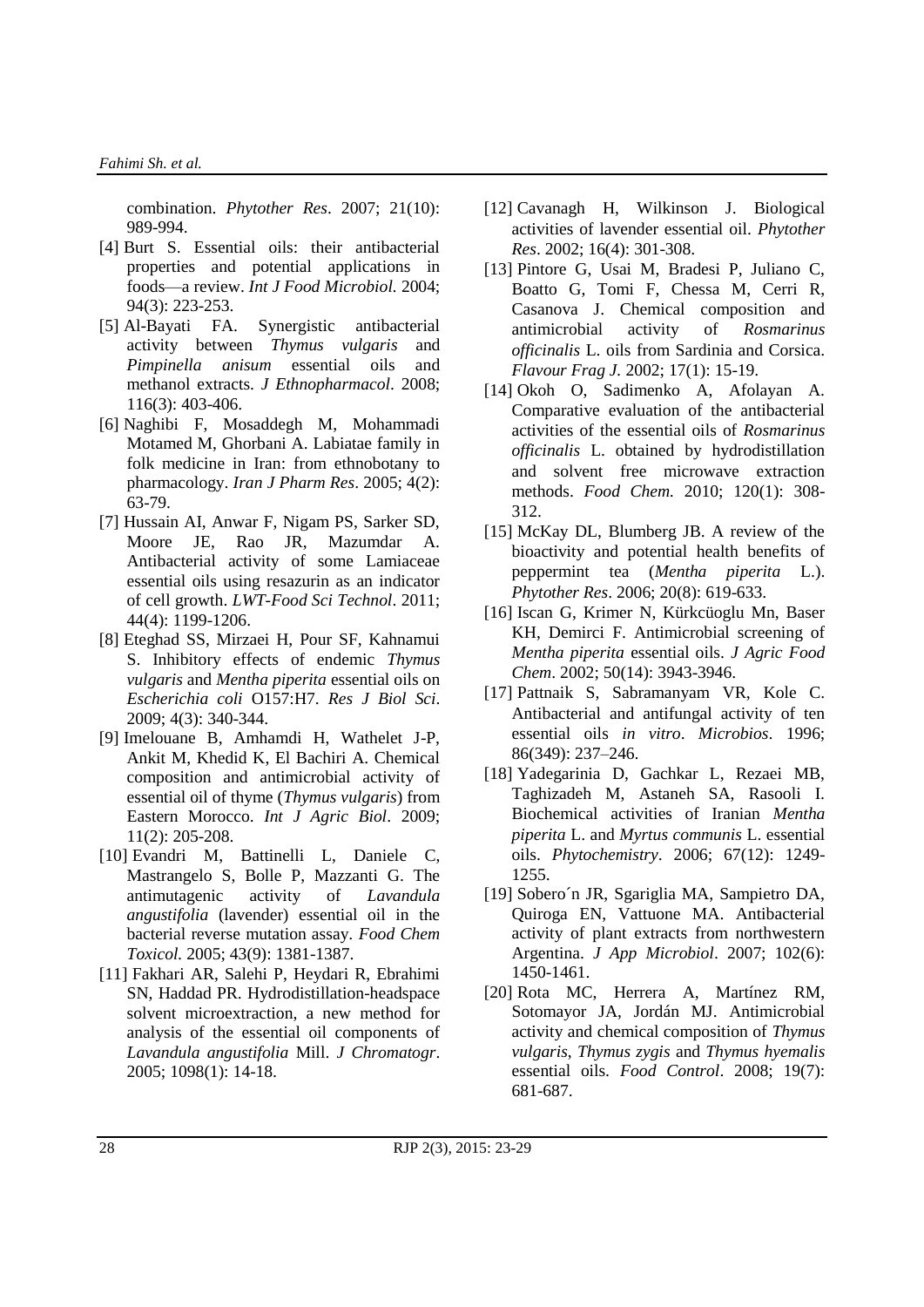combination. *Phytother Res*. 2007; 21(10): 989-994.

[4] Burt S. Essential oils: their antibacterial properties and potential applications in foods—a review. *Int J Food Microbiol.* 2004; 94(3): 223-253.

[5] Al-Bayati FA. Synergistic antibacterial activity between *Thymus vulgaris* and *Pimpinella anisum* essential oils and methanol extracts. *J Ethnopharmacol*. 2008; 116(3): 403-406.

[6] Naghibi F, Mosaddegh M, Mohammadi Motamed M, Ghorbani A. Labiatae family in folk medicine in Iran: from ethnobotany to pharmacology. *Iran J Pharm Res*. 2005; 4(2): 63-79.

[7] Hussain AI, Anwar F, Nigam PS, Sarker SD, Moore JE, Rao JR, Mazumdar A. Antibacterial activity of some Lamiaceae essential oils using resazurin as an indicator of cell growth. *LWT-Food Sci Technol*. 2011; 44(4): 1199-1206.

[8] Eteghad SS, Mirzaei H, Pour SF, Kahnamui S. Inhibitory effects of endemic *Thymus vulgaris* and *Mentha piperita* essential oils on *Escherichia coli* O157:H7. *Res J Biol Sci*. 2009; 4(3): 340-344.

[9] Imelouane B, Amhamdi H, Wathelet J-P, Ankit M, Khedid K, El Bachiri A. Chemical composition and antimicrobial activity of essential oil of thyme (*Thymus vulgaris*) from Eastern Morocco. *Int J Agric Biol*. 2009; 11(2): 205-208.

[10] Evandri M, Battinelli L, Daniele C, Mastrangelo S, Bolle P, Mazzanti G. The antimutagenic activity of *Lavandula angustifolia* (lavender) essential oil in the bacterial reverse mutation assay. *Food Chem Toxicol.* 2005; 43(9): 1381-1387.

[11] Fakhari AR, Salehi P, Heydari R, Ebrahimi SN, Haddad PR. Hydrodistillation-headspace solvent microextraction, a new method for analysis of the essential oil components of *Lavandula angustifolia* Mill. *J Chromatogr*. 2005; 1098(1): 14-18.

[12] Cavanagh H, Wilkinson J. Biological activities of lavender essential oil. *Phytother Res*. 2002; 16(4): 301-308.

[13] Pintore G, Usai M, Bradesi P, Juliano C, Boatto G, Tomi F, Chessa M, Cerri R, Casanova J. Chemical composition and antimicrobial activity of *Rosmarinus officinalis* L. oils from Sardinia and Corsica. *Flavour Frag J.* 2002; 17(1): 15-19.

[14] Okoh O, Sadimenko A, Afolayan A. Comparative evaluation of the antibacterial activities of the essential oils of *Rosmarinus officinalis* L. obtained by hydrodistillation and solvent free microwave extraction methods. *Food Chem.* 2010; 120(1): 308-312.

[15] McKay DL, Blumberg JB. A review of the bioactivity and potential health benefits of peppermint tea (*Mentha piperita* L.). *Phytother Res*. 2006; 20(8): 619-633.

[16] Iscan G, Krimer N, Kürkcüoglu Mn, Baser KH, Demirci F. Antimicrobial screening of *Mentha piperita* essential oils. *J Agric Food Chem*. 2002; 50(14): 3943-3946.

[17] Pattnaik S, Sabramanyam VR, Kole C. Antibacterial and antifungal activity of ten essential oils *in vitro*. *Microbios*. 1996; 86(349): 237–246.

[18] Yadegarinia D, Gachkar L, Rezaei MB, Taghizadeh M, Astaneh SA, Rasooli I. Biochemical activities of Iranian *Mentha piperita* L. and *Myrtus communis* L. essential oils. *Phytochemistry*. 2006; 67(12): 1249-1255.

[19] Sobero´n JR, Sgariglia MA, Sampietro DA, Quiroga EN, Vattuone MA. Antibacterial activity of plant extracts from northwestern Argentina. *J App Microbiol*. 2007; 102(6): 1450-1461.

[20] Rota MC, Herrera A, Martínez RM, Sotomayor JA, Jordán MJ. Antimicrobial activity and chemical composition of *Thymus vulgaris*, *Thymus zygis* and *Thymus hyemalis* essential oils. *Food Control*. 2008; 19(7): 681-687.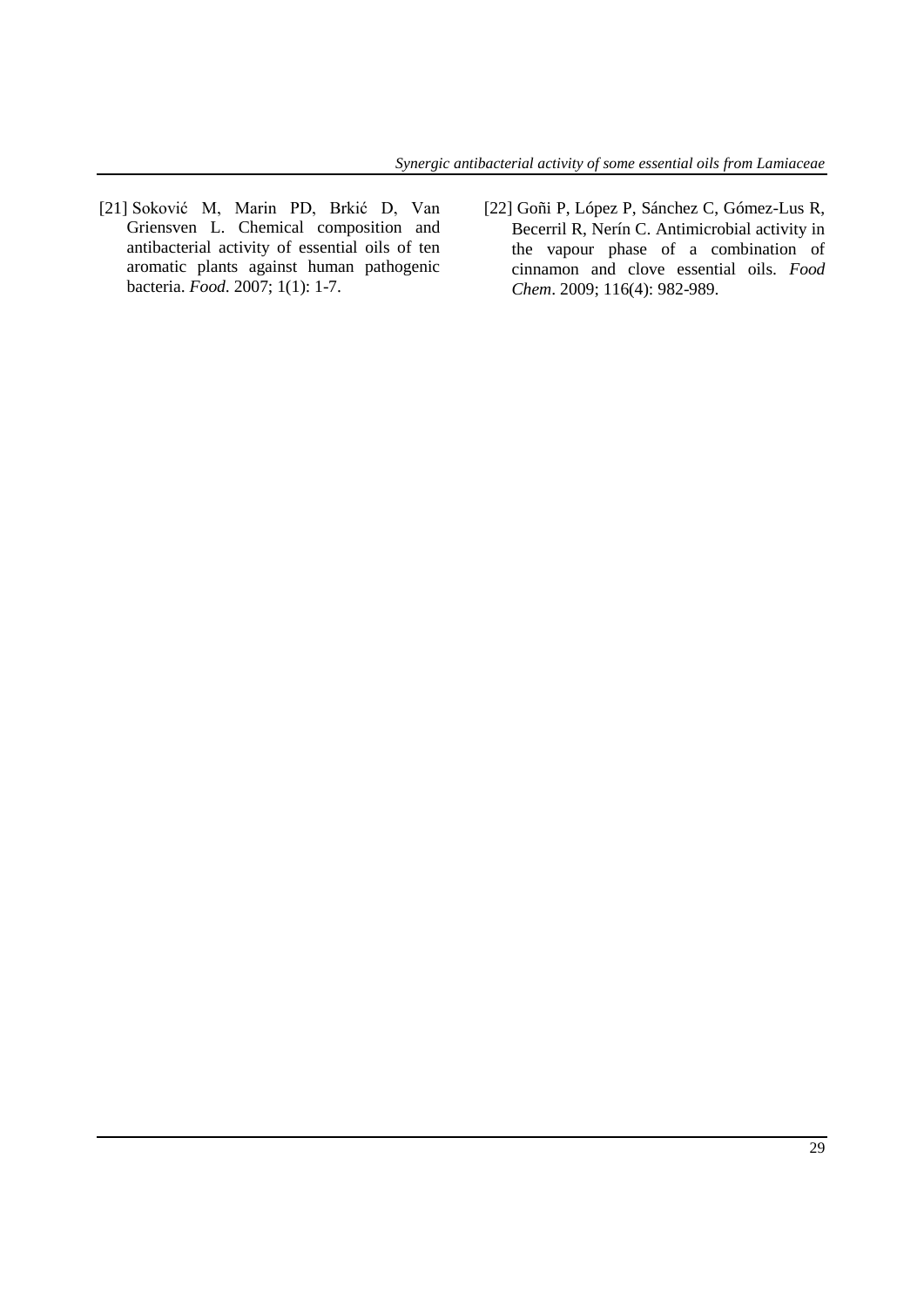[21] Soković M, Marin PD, Brkić D, Van Griensven L. Chemical composition and antibacterial activity of essential oils of ten aromatic plants against human pathogenic bacteria. *Food*. 2007; 1(1): 1-7.

[22] Goñi P, López P, Sánchez C, Gómez-Lus R, Becerril R, Nerín C. Antimicrobial activity in the vapour phase of a combination of cinnamon and clove essential oils. *Food Chem*. 2009; 116(4): 982-989.